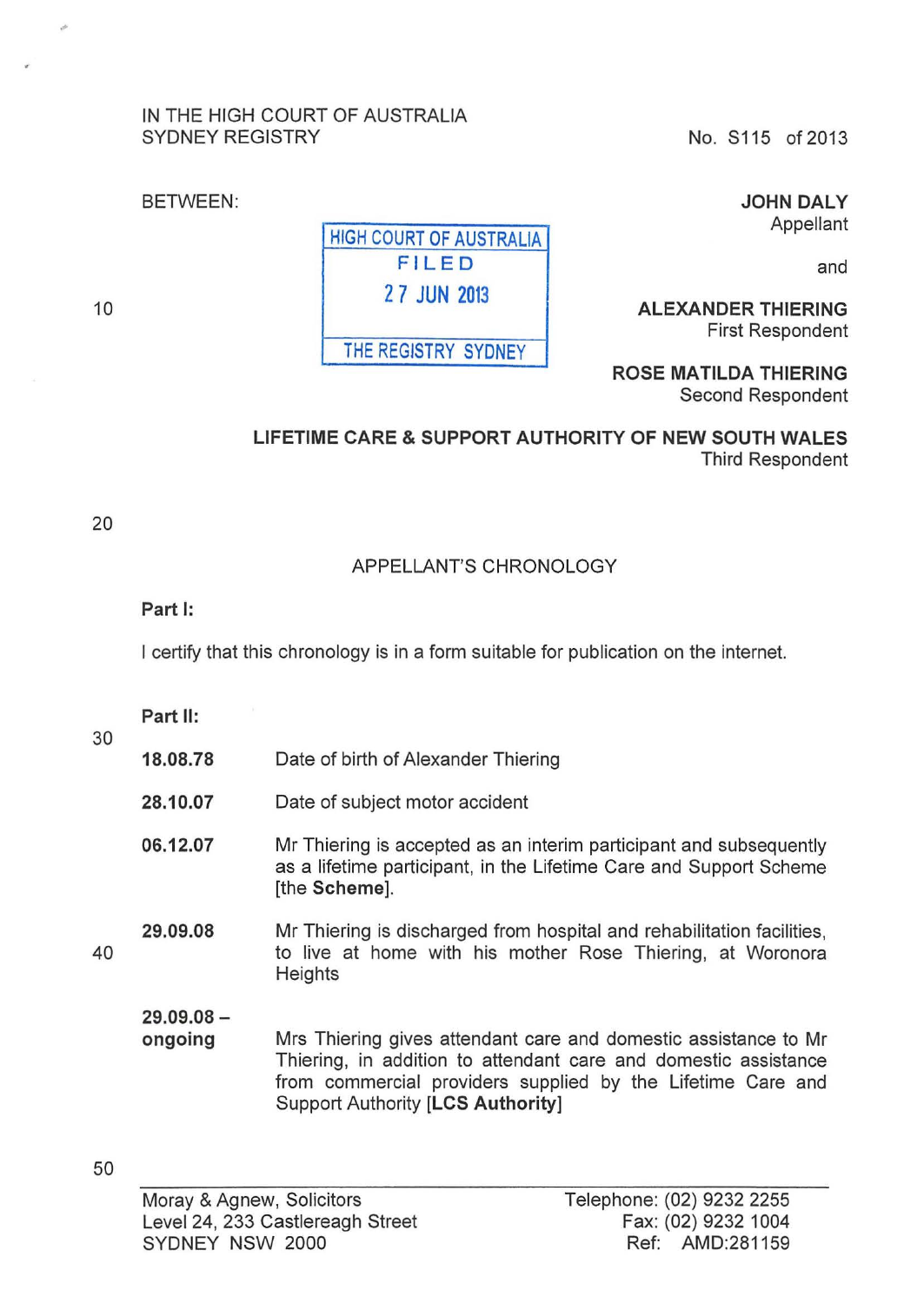IN THE HIGH COURT OF AUSTRALIA
SYDNEY REGISTRY

No. S115 of 2013

BETWEEN:

HIGH COURT OF AUSTRALIA
FILED
27 JUN 2013
THE REGISTRY SYDNEY

**JOHN DALY**
Appellant

and

**ALEXANDER THIERING**
First Respondent

**ROSE MATILDA THIERING**
Second Respondent

**LIFETIME CARE & SUPPORT AUTHORITY OF NEW SOUTH WALES**
Third Respondent

## APPELLANT'S CHRONOLOGY

**Part I:**

I certify that this chronology is in a form suitable for publication on the internet.

**Part II:**

| | |
|---|---|
| **18.08.78** | Date of birth of Alexander Thiering |
| **28.10.07** | Date of subject motor accident |
| **06.12.07** | Mr Thiering is accepted as an interim participant and subsequently as a lifetime participant, in the Lifetime Care and Support Scheme [the **Scheme**]. |
| **29.09.08** | Mr Thiering is discharged from hospital and rehabilitation facilities, to live at home with his mother Rose Thiering, at Woronora Heights |
| **29.09.08 – ongoing** | Mrs Thiering gives attendant care and domestic assistance to Mr Thiering, in addition to attendant care and domestic assistance from commercial providers supplied by the Lifetime Care and Support Authority **[LCS Authority]** |

Moray & Agnew, Solicitors
Level 24, 233 Castlereagh Street
SYDNEY NSW 2000

Telephone: (02) 9232 2255
Fax: (02) 9232 1004
Ref: AMD:281159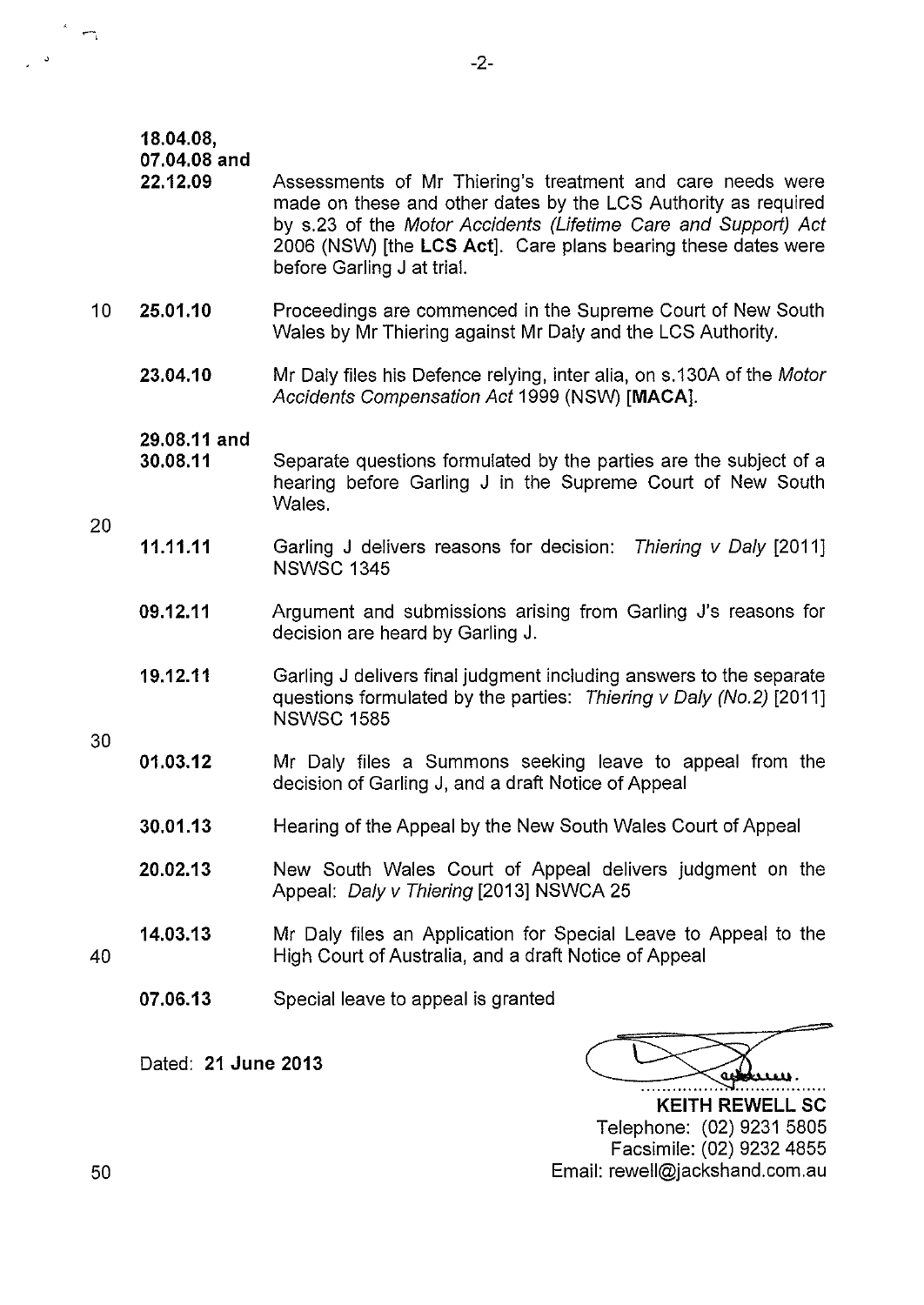| | |
|---|---|
| **18.04.08, 07.04.08 and 22.12.09** | Assessments of Mr Thiering's treatment and care needs were made on these and other dates by the LCS Authority as required by s.23 of the *Motor Accidents (Lifetime Care and Support) Act* 2006 (NSW) [the **LCS Act**]. Care plans bearing these dates were before Garling J at trial. |
| **25.01.10** | Proceedings are commenced in the Supreme Court of New South Wales by Mr Thiering against Mr Daly and the LCS Authority. |
| **23.04.10** | Mr Daly files his Defence relying, inter alia, on s.130A of the *Motor Accidents Compensation Act* 1999 (NSW) [**MACA**]. |
| **29.08.11 and 30.08.11** | Separate questions formulated by the parties are the subject of a hearing before Garling J in the Supreme Court of New South Wales. |
| **11.11.11** | Garling J delivers reasons for decision: *Thiering v Daly* [2011] NSWSC 1345 |
| **09.12.11** | Argument and submissions arising from Garling J's reasons for decision are heard by Garling J. |
| **19.12.11** | Garling J delivers final judgment including answers to the separate questions formulated by the parties: *Thiering v Daly (No.2)* [2011] NSWSC 1585 |
| **01.03.12** | Mr Daly files a Summons seeking leave to appeal from the decision of Garling J, and a draft Notice of Appeal |
| **30.01.13** | Hearing of the Appeal by the New South Wales Court of Appeal |
| **20.02.13** | New South Wales Court of Appeal delivers judgment on the Appeal: *Daly v Thiering* [2013] NSWCA 25 |
| **14.03.13** | Mr Daly files an Application for Special Leave to Appeal to the High Court of Australia, and a draft Notice of Appeal |
| **07.06.13** | Special leave to appeal is granted |

Dated: **21 June 2013**

**KEITH REWELL SC**
Telephone: (02) 9231 5805
Facsimile: (02) 9232 4855
Email: rewell@jackshand.com.au